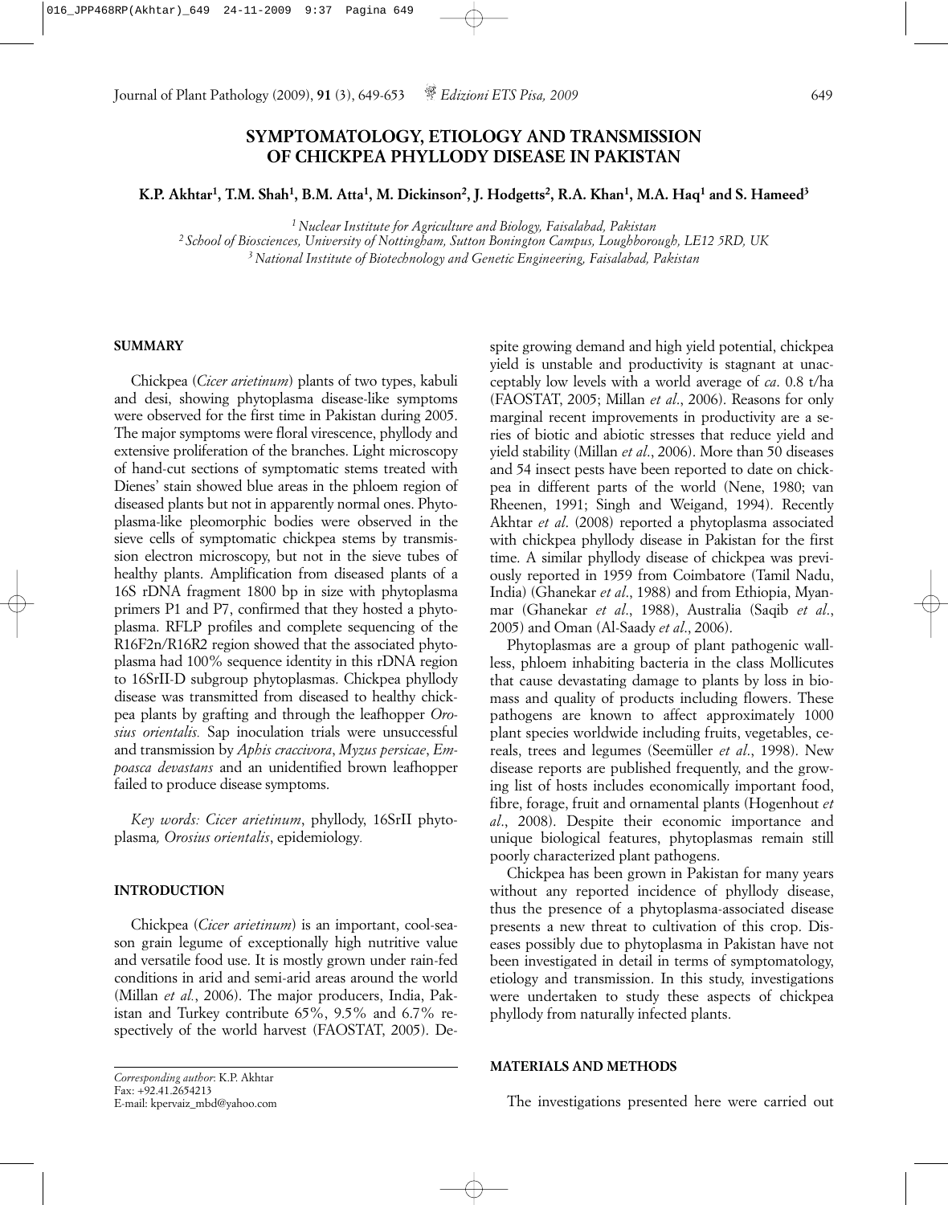# SYMPTOMATOLOGY, ETIOLOGY AND TRANSMISSION OF CHICKPEA PHYLLODY DISEASE IN PAKISTAN

**K.P. Akhtar[1], T.M. Shah[1], B.M. Atta[1], M. Dickinson[2], J. Hodgetts[2], R.A. Khan[1], M.A. Haq[1] and S. Hameed[3]**

[1] *Nuclear Institute for Agriculture and Biology, Faisalabad, Pakistan*
[2] *School of Biosciences, University of Nottingham, Sutton Bonington Campus, Loughborough, LE12 5RD, UK*
[3] *National Institute of Biotechnology and Genetic Engineering, Faisalabad, Pakistan*

## SUMMARY

Chickpea (*Cicer arietinum*) plants of two types, kabuli and desi, showing phytoplasma disease-like symptoms were observed for the first time in Pakistan during 2005. The major symptoms were floral virescence, phyllody and extensive proliferation of the branches. Light microscopy of hand-cut sections of symptomatic stems treated with Dienes' stain showed blue areas in the phloem region of diseased plants but not in apparently normal ones. Phytoplasma-like pleomorphic bodies were observed in the sieve cells of symptomatic chickpea stems by transmission electron microscopy, but not in the sieve tubes of healthy plants. Amplification from diseased plants of a 16S rDNA fragment 1800 bp in size with phytoplasma primers P1 and P7, confirmed that they hosted a phytoplasma. RFLP profiles and complete sequencing of the R16F2n/R16R2 region showed that the associated phytoplasma had 100% sequence identity in this rDNA region to 16SrII-D subgroup phytoplasmas. Chickpea phyllody disease was transmitted from diseased to healthy chickpea plants by grafting and through the leafhopper *Orosius orientalis.* Sap inoculation trials were unsuccessful and transmission by *Aphis craccivora*, *Myzus persicae*, *Empoasca devastans* and an unidentified brown leafhopper failed to produce disease symptoms.

*Key words: Cicer arietinum*, phyllody, 16SrII phytoplasma*, Orosius orientalis*, epidemiology*.*

## INTRODUCTION

Chickpea (*Cicer arietinum*) is an important, cool-season grain legume of exceptionally high nutritive value and versatile food use. It is mostly grown under rain-fed conditions in arid and semi-arid areas around the world (Millan *et al.*, 2006). The major producers, India, Pakistan and Turkey contribute 65%, 9.5% and 6.7% respectively of the world harvest (FAOSTAT, 2005). Despite growing demand and high yield potential, chickpea yield is unstable and productivity is stagnant at unacceptably low levels with a world average of *ca*. 0.8 t/ha (FAOSTAT, 2005; Millan *et al*., 2006). Reasons for only marginal recent improvements in productivity are a series of biotic and abiotic stresses that reduce yield and yield stability (Millan *et al*., 2006). More than 50 diseases and 54 insect pests have been reported to date on chickpea in different parts of the world (Nene, 1980; van Rheenen, 1991; Singh and Weigand, 1994). Recently Akhtar *et al*. (2008) reported a phytoplasma associated with chickpea phyllody disease in Pakistan for the first time. A similar phyllody disease of chickpea was previously reported in 1959 from Coimbatore (Tamil Nadu, India) (Ghanekar *et al*., 1988) and from Ethiopia, Myanmar (Ghanekar *et al*., 1988), Australia (Saqib *et al*., 2005) and Oman (Al-Saady *et al*., 2006).

Phytoplasmas are a group of plant pathogenic wall-less, phloem inhabiting bacteria in the class Mollicutes that cause devastating damage to plants by loss in biomass and quality of products including flowers. These pathogens are known to affect approximately 1000 plant species worldwide including fruits, vegetables, cereals, trees and legumes (Seemüller *et al*., 1998). New disease reports are published frequently, and the growing list of hosts includes economically important food, fibre, forage, fruit and ornamental plants (Hogenhout *et al*., 2008). Despite their economic importance and unique biological features, phytoplasmas remain still poorly characterized plant pathogens.

Chickpea has been grown in Pakistan for many years without any reported incidence of phyllody disease, thus the presence of a phytoplasma-associated disease presents a new threat to cultivation of this crop. Diseases possibly due to phytoplasma in Pakistan have not been investigated in detail in terms of symptomatology, etiology and transmission. In this study, investigations were undertaken to study these aspects of chickpea phyllody from naturally infected plants.

## MATERIALS AND METHODS

The investigations presented here were carried out

*Corresponding author*: K.P. Akhtar
Fax: +92.41.2654213
E-mail: kpervaiz_mbd@yahoo.com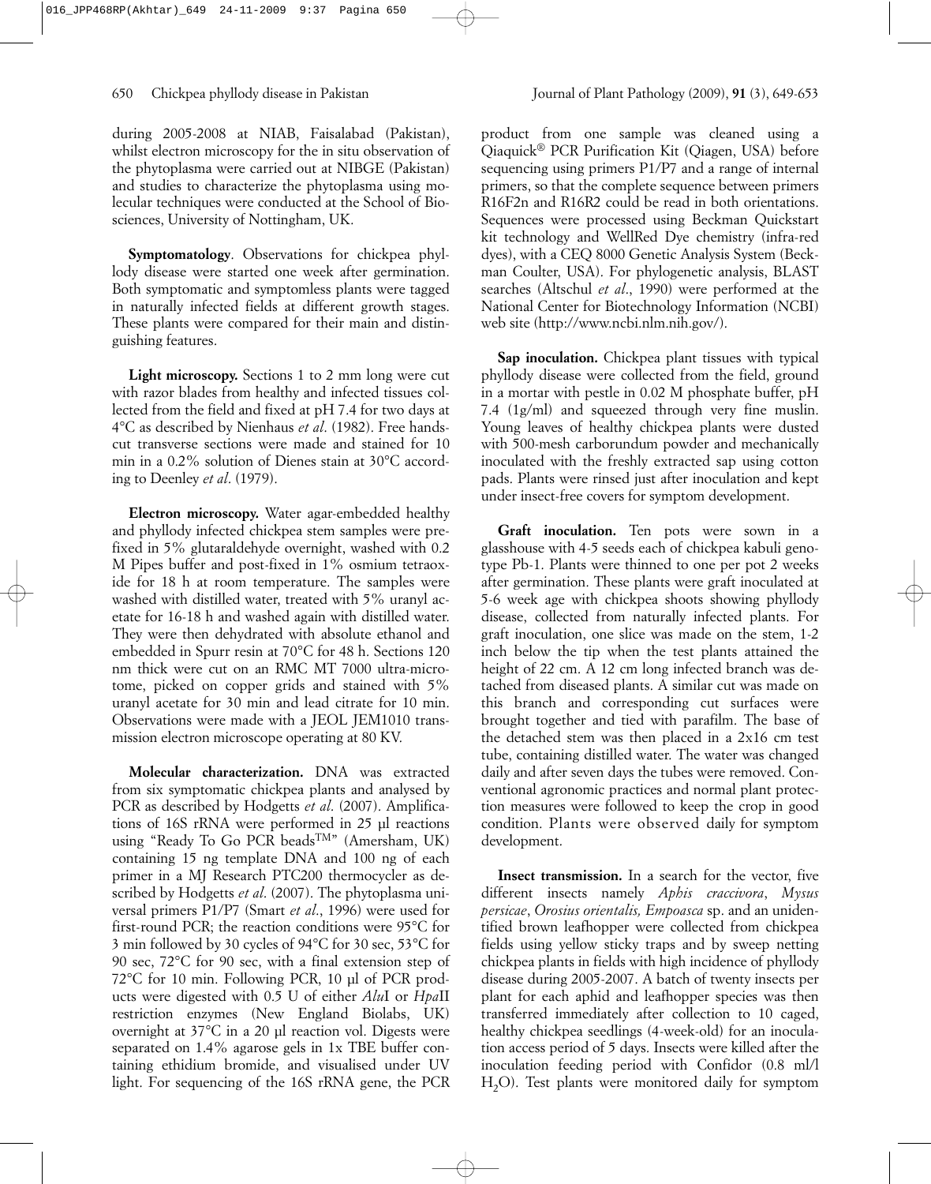during 2005-2008 at NIAB, Faisalabad (Pakistan), whilst electron microscopy for the in situ observation of the phytoplasma were carried out at NIBGE (Pakistan) and studies to characterize the phytoplasma using molecular techniques were conducted at the School of Biosciences, University of Nottingham, UK.

**Symptomatology**. Observations for chickpea phyllody disease were started one week after germination. Both symptomatic and symptomless plants were tagged in naturally infected fields at different growth stages. These plants were compared for their main and distinguishing features.

**Light microscopy.** Sections 1 to 2 mm long were cut with razor blades from healthy and infected tissues collected from the field and fixed at pH 7.4 for two days at 4°C as described by Nienhaus *et al*. (1982). Free handscut transverse sections were made and stained for 10 min in a 0.2% solution of Dienes stain at 30°C according to Deenley *et al*. (1979).

**Electron microscopy.** Water agar-embedded healthy and phyllody infected chickpea stem samples were prefixed in 5% glutaraldehyde overnight, washed with 0.2 M Pipes buffer and post-fixed in 1% osmium tetraoxide for 18 h at room temperature. The samples were washed with distilled water, treated with 5% uranyl acetate for 16-18 h and washed again with distilled water. They were then dehydrated with absolute ethanol and embedded in Spurr resin at 70°C for 48 h. Sections 120 nm thick were cut on an RMC MT 7000 ultra-microtome, picked on copper grids and stained with 5% uranyl acetate for 30 min and lead citrate for 10 min. Observations were made with a JEOL JEM1010 transmission electron microscope operating at 80 KV.

**Molecular characterization.** DNA was extracted from six symptomatic chickpea plants and analysed by PCR as described by Hodgetts *et al*. (2007). Amplifications of 16S rRNA were performed in 25 µl reactions using "Ready To Go PCR beads™" (Amersham, UK) containing 15 ng template DNA and 100 ng of each primer in a MJ Research PTC200 thermocycler as described by Hodgetts *et al*. (2007). The phytoplasma universal primers P1/P7 (Smart *et al*., 1996) were used for first-round PCR; the reaction conditions were 95°C for 3 min followed by 30 cycles of 94°C for 30 sec, 53°C for 90 sec, 72°C for 90 sec, with a final extension step of 72°C for 10 min. Following PCR, 10 µl of PCR products were digested with 0.5 U of either *Alu*I or *Hpa*II restriction enzymes (New England Biolabs, UK) overnight at 37°C in a 20 µl reaction vol. Digests were separated on 1.4% agarose gels in 1x TBE buffer containing ethidium bromide, and visualised under UV light. For sequencing of the 16S rRNA gene, the PCR product from one sample was cleaned using a Qiaquick® PCR Purification Kit (Qiagen, USA) before sequencing using primers P1/P7 and a range of internal primers, so that the complete sequence between primers R16F2n and R16R2 could be read in both orientations. Sequences were processed using Beckman Quickstart kit technology and WellRed Dye chemistry (infra-red dyes), with a CEQ 8000 Genetic Analysis System (Beckman Coulter, USA). For phylogenetic analysis, BLAST searches (Altschul *et al*., 1990) were performed at the National Center for Biotechnology Information (NCBI) web site (http://www.ncbi.nlm.nih.gov/).

**Sap inoculation.** Chickpea plant tissues with typical phyllody disease were collected from the field, ground in a mortar with pestle in 0.02 M phosphate buffer, pH 7.4 (1g/ml) and squeezed through very fine muslin. Young leaves of healthy chickpea plants were dusted with 500-mesh carborundum powder and mechanically inoculated with the freshly extracted sap using cotton pads. Plants were rinsed just after inoculation and kept under insect-free covers for symptom development.

**Graft inoculation.** Ten pots were sown in a glasshouse with 4-5 seeds each of chickpea kabuli genotype Pb-1. Plants were thinned to one per pot 2 weeks after germination. These plants were graft inoculated at 5-6 week age with chickpea shoots showing phyllody disease, collected from naturally infected plants. For graft inoculation, one slice was made on the stem, 1-2 inch below the tip when the test plants attained the height of 22 cm. A 12 cm long infected branch was detached from diseased plants. A similar cut was made on this branch and corresponding cut surfaces were brought together and tied with parafilm. The base of the detached stem was then placed in a 2x16 cm test tube, containing distilled water. The water was changed daily and after seven days the tubes were removed. Conventional agronomic practices and normal plant protection measures were followed to keep the crop in good condition. Plants were observed daily for symptom development.

**Insect transmission.** In a search for the vector, five different insects namely *Aphis craccivora*, *Mysus persicae*, *Orosius orientalis, Empoasca* sp. and an unidentified brown leafhopper were collected from chickpea fields using yellow sticky traps and by sweep netting chickpea plants in fields with high incidence of phyllody disease during 2005-2007. A batch of twenty insects per plant for each aphid and leafhopper species was then transferred immediately after collection to 10 caged, healthy chickpea seedlings (4-week-old) for an inoculation access period of 5 days. Insects were killed after the inoculation feeding period with Confidor (0.8 ml/l $H_2O$). Test plants were monitored daily for symptom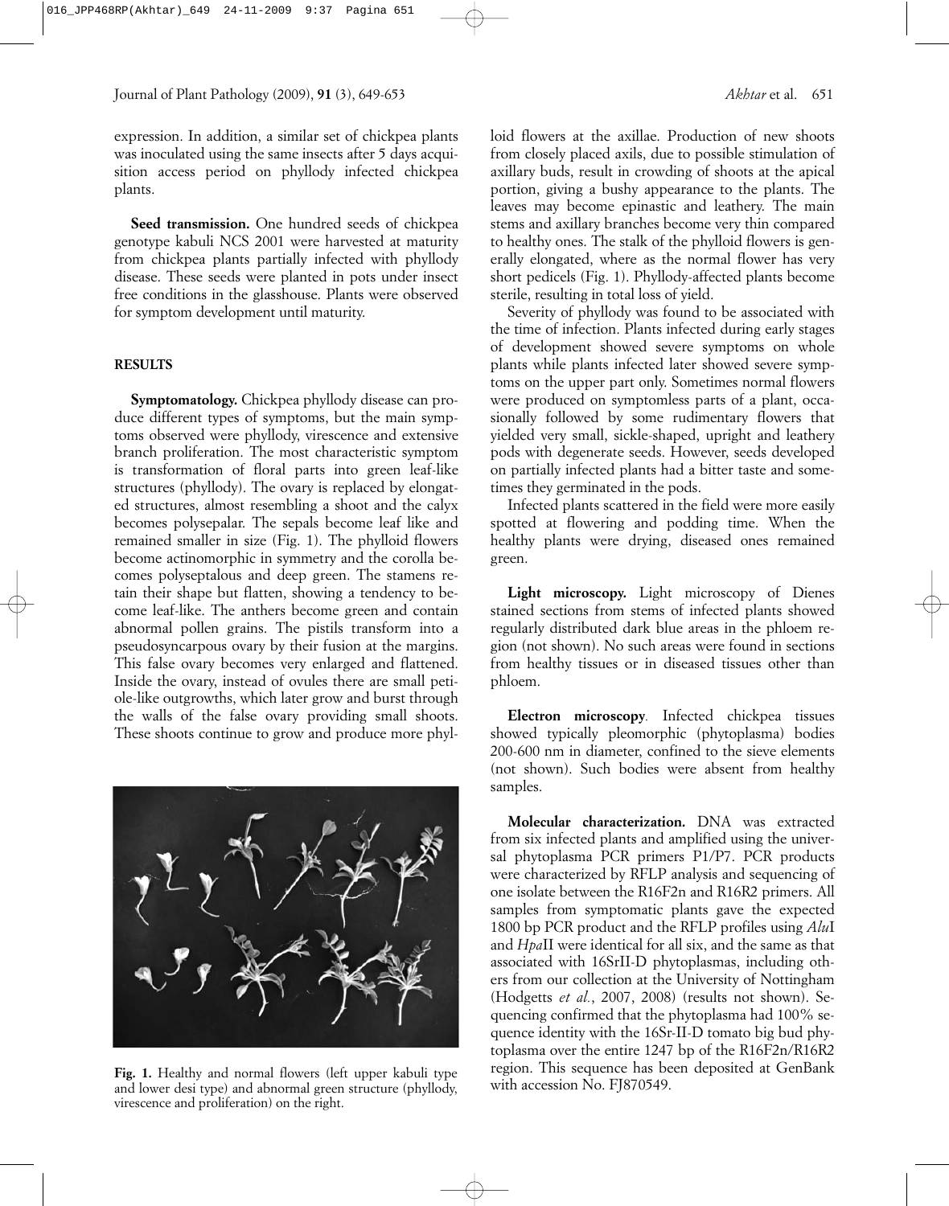expression. In addition, a similar set of chickpea plants was inoculated using the same insects after 5 days acquisition access period on phyllody infected chickpea plants.

**Seed transmission.** One hundred seeds of chickpea genotype kabuli NCS 2001 were harvested at maturity from chickpea plants partially infected with phyllody disease. These seeds were planted in pots under insect free conditions in the glasshouse. Plants were observed for symptom development until maturity.

## RESULTS

**Symptomatology.** Chickpea phyllody disease can produce different types of symptoms, but the main symptoms observed were phyllody, virescence and extensive branch proliferation. The most characteristic symptom is transformation of floral parts into green leaf-like structures (phyllody). The ovary is replaced by elongated structures, almost resembling a shoot and the calyx becomes polysepalar. The sepals become leaf like and remained smaller in size (Fig. 1). The phylloid flowers become actinomorphic in symmetry and the corolla becomes polyseptalous and deep green. The stamens retain their shape but flatten, showing a tendency to become leaf-like. The anthers become green and contain abnormal pollen grains. The pistils transform into a pseudosyncarpous ovary by their fusion at the margins. This false ovary becomes very enlarged and flattened. Inside the ovary, instead of ovules there are small petiole-like outgrowths, which later grow and burst through the walls of the false ovary providing small shoots. These shoots continue to grow and produce more phylloid flowers at the axillae. Production of new shoots from closely placed axils, due to possible stimulation of axillary buds, result in crowding of shoots at the apical portion, giving a bushy appearance to the plants. The leaves may become epinastic and leathery. The main stems and axillary branches become very thin compared to healthy ones. The stalk of the phylloid flowers is generally elongated, where as the normal flower has very short pedicels (Fig. 1). Phyllody-affected plants become sterile, resulting in total loss of yield.

Fig. 1. Healthy and normal flowers (left upper kabuli type and lower desi type) and abnormal green structure (phyllody, virescence and proliferation) on the right.

Severity of phyllody was found to be associated with the time of infection. Plants infected during early stages of development showed severe symptoms on whole plants while plants infected later showed severe symptoms on the upper part only. Sometimes normal flowers were produced on symptomless parts of a plant, occasionally followed by some rudimentary flowers that yielded very small, sickle-shaped, upright and leathery pods with degenerate seeds. However, seeds developed on partially infected plants had a bitter taste and sometimes they germinated in the pods.

Infected plants scattered in the field were more easily spotted at flowering and podding time. When the healthy plants were drying, diseased ones remained green.

**Light microscopy.** Light microscopy of Dienes stained sections from stems of infected plants showed regularly distributed dark blue areas in the phloem region (not shown). No such areas were found in sections from healthy tissues or in diseased tissues other than phloem.

**Electron microscopy**. Infected chickpea tissues showed typically pleomorphic (phytoplasma) bodies 200-600 nm in diameter, confined to the sieve elements (not shown). Such bodies were absent from healthy samples.

**Molecular characterization.** DNA was extracted from six infected plants and amplified using the universal phytoplasma PCR primers P1/P7. PCR products were characterized by RFLP analysis and sequencing of one isolate between the R16F2n and R16R2 primers. All samples from symptomatic plants gave the expected 1800 bp PCR product and the RFLP profiles using *Alu*I and *Hpa*II were identical for all six, and the same as that associated with 16SrII-D phytoplasmas, including others from our collection at the University of Nottingham (Hodgetts *et al.*, 2007, 2008) (results not shown). Sequencing confirmed that the phytoplasma had 100% sequence identity with the 16Sr-II-D tomato big bud phytoplasma over the entire 1247 bp of the R16F2n/R16R2 region. This sequence has been deposited at GenBank with accession No. FJ870549.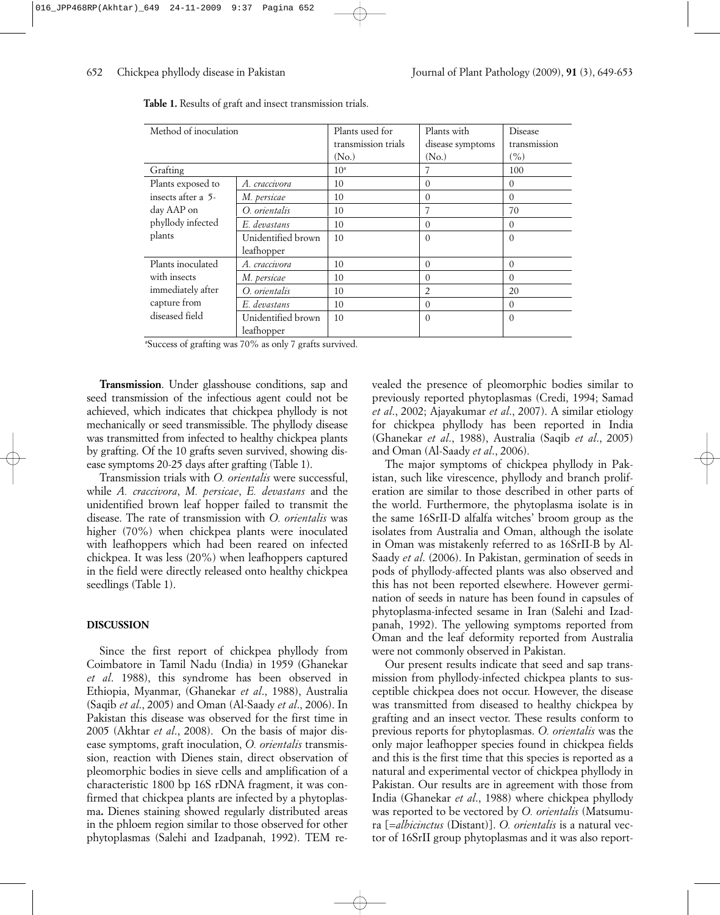**Table 1.** Results of graft and insect transmission trials.

| Method of inoculation | | Plants used for transmission trials (No.) | Plants with disease symptoms (No.) | Disease transmission (%) |
|---|---|---|---|---|
| Grafting | | 10[a] | 7 | 100 |
| Plants exposed to insects after a 5-day AAP on phyllody infected plants | *A. craccivora* | 10 | 0 | 0 |
| | *M. persicae* | 10 | 0 | 0 |
| | *O. orientalis* | 10 | 7 | 70 |
| | *E. devastans* | 10 | 0 | 0 |
| | Unidentified brown leafhopper | 10 | 0 | 0 |
| Plants inoculated with insects immediately after capture from diseased field | *A. craccivora* | 10 | 0 | 0 |
| | *M. persicae* | 10 | 0 | 0 |
| | *O. orientalis* | 10 | 2 | 20 |
| | *E. devastans* | 10 | 0 | 0 |
| | Unidentified brown leafhopper | 10 | 0 | 0 |

[a]Success of grafting was 70% as only 7 grafts survived.

**Transmission**. Under glasshouse conditions, sap and seed transmission of the infectious agent could not be achieved, which indicates that chickpea phyllody is not mechanically or seed transmissible. The phyllody disease was transmitted from infected to healthy chickpea plants by grafting. Of the 10 grafts seven survived, showing disease symptoms 20-25 days after grafting (Table 1).

Transmission trials with *O. orientalis* were successful, while *A. craccivora*, *M. persicae*, *E. devastans* and the unidentified brown leaf hopper failed to transmit the disease. The rate of transmission with *O. orientalis* was higher (70%) when chickpea plants were inoculated with leafhoppers which had been reared on infected chickpea. It was less (20%) when leafhoppers captured in the field were directly released onto healthy chickpea seedlings (Table 1).

## DISCUSSION

Since the first report of chickpea phyllody from Coimbatore in Tamil Nadu (India) in 1959 (Ghanekar *et al*. 1988), this syndrome has been observed in Ethiopia, Myanmar, (Ghanekar *et al*., 1988), Australia (Saqib *et al*., 2005) and Oman (Al-Saady *et al*., 2006). In Pakistan this disease was observed for the first time in 2005 (Akhtar *et al*., 2008). On the basis of major disease symptoms, graft inoculation, *O. orientalis* transmission, reaction with Dienes stain, direct observation of pleomorphic bodies in sieve cells and amplification of a characteristic 1800 bp 16S rDNA fragment, it was confirmed that chickpea plants are infected by a phytoplasma**.** Dienes staining showed regularly distributed areas in the phloem region similar to those observed for other phytoplasmas (Salehi and Izadpanah, 1992). TEM revealed the presence of pleomorphic bodies similar to previously reported phytoplasmas (Credi, 1994; Samad *et al*., 2002; Ajayakumar *et al*., 2007). A similar etiology for chickpea phyllody has been reported in India (Ghanekar *et al*., 1988), Australia (Saqib *et al*., 2005) and Oman (Al-Saady *et al*., 2006).

The major symptoms of chickpea phyllody in Pakistan, such like virescence, phyllody and branch proliferation are similar to those described in other parts of the world. Furthermore, the phytoplasma isolate is in the same 16SrII-D alfalfa witches' broom group as the isolates from Australia and Oman, although the isolate in Oman was mistakenly referred to as 16SrII-B by Al-Saady *et al*. (2006). In Pakistan, germination of seeds in pods of phyllody-affected plants was also observed and this has not been reported elsewhere. However germination of seeds in nature has been found in capsules of phytoplasma-infected sesame in Iran (Salehi and Izadpanah, 1992). The yellowing symptoms reported from Oman and the leaf deformity reported from Australia were not commonly observed in Pakistan.

Our present results indicate that seed and sap transmission from phyllody-infected chickpea plants to susceptible chickpea does not occur. However, the disease was transmitted from diseased to healthy chickpea by grafting and an insect vector. These results conform to previous reports for phytoplasmas. *O. orientalis* was the only major leafhopper species found in chickpea fields and this is the first time that this species is reported as a natural and experimental vector of chickpea phyllody in Pakistan. Our results are in agreement with those from India (Ghanekar *et al*., 1988) where chickpea phyllody was reported to be vectored by *O. orientalis* (Matsumura [=*albicinctus* (Distant)]. *O. orientalis* is a natural vector of 16SrII group phytoplasmas and it was also report-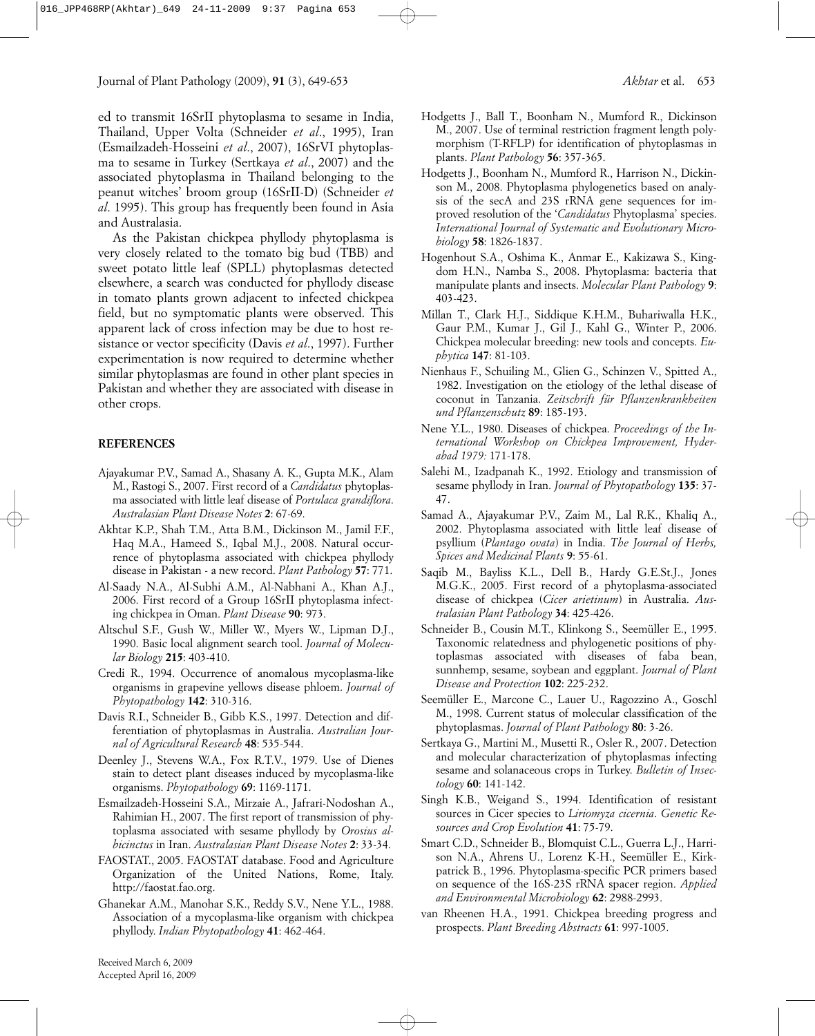ed to transmit 16SrII phytoplasma to sesame in India, Thailand, Upper Volta (Schneider *et al*., 1995), Iran (Esmailzadeh-Hosseini *et al*., 2007), 16SrVI phytoplasma to sesame in Turkey (Sertkaya *et al*., 2007) and the associated phytoplasma in Thailand belonging to the peanut witches' broom group (16SrII-D) (Schneider *et al*. 1995). This group has frequently been found in Asia and Australasia.

As the Pakistan chickpea phyllody phytoplasma is very closely related to the tomato big bud (TBB) and sweet potato little leaf (SPLL) phytoplasmas detected elsewhere, a search was conducted for phyllody disease in tomato plants grown adjacent to infected chickpea field, but no symptomatic plants were observed. This apparent lack of cross infection may be due to host resistance or vector specificity (Davis *et al*., 1997). Further experimentation is now required to determine whether similar phytoplasmas are found in other plant species in Pakistan and whether they are associated with disease in other crops.

## REFERENCES

Ajayakumar P.V., Samad A., Shasany A. K., Gupta M.K., Alam M., Rastogi S., 2007. First record of a *Candidatus* phytoplasma associated with little leaf disease of *Portulaca grandiflora*. *Australasian Plant Disease Notes* **2**: 67-69.

Akhtar K.P., Shah T.M., Atta B.M., Dickinson M., Jamil F.F., Haq M.A., Hameed S., Iqbal M.J., 2008. Natural occurrence of phytoplasma associated with chickpea phyllody disease in Pakistan - a new record. *Plant Pathology* **57**: 771.

Al-Saady N.A., Al-Subhi A.M., Al-Nabhani A., Khan A.J., 2006. First record of a Group 16SrII phytoplasma infecting chickpea in Oman. *Plant Disease* **90**: 973.

Altschul S.F., Gush W., Miller W., Myers W., Lipman D.J., 1990. Basic local alignment search tool. *Journal of Molecular Biology* **215**: 403-410.

Credi R., 1994. Occurrence of anomalous mycoplasma-like organisms in grapevine yellows disease phloem. *Journal of Phytopathology* **142**: 310-316.

Davis R.I., Schneider B., Gibb K.S., 1997. Detection and differentiation of phytoplasmas in Australia. *Australian Journal of Agricultural Research* **48**: 535-544.

Deenley J., Stevens W.A., Fox R.T.V., 1979. Use of Dienes stain to detect plant diseases induced by mycoplasma-like organisms. *Phytopathology* **69**: 1169-1171.

Esmailzadeh-Hosseini S.A., Mirzaie A., Jafrari-Nodoshan A., Rahimian H., 2007. The first report of transmission of phytoplasma associated with sesame phyllody by *Orosius albicinctus* in Iran. *Australasian Plant Disease Notes* **2**: 33-34.

FAOSTAT., 2005. FAOSTAT database. Food and Agriculture Organization of the United Nations, Rome, Italy. http://faostat.fao.org.

Ghanekar A.M., Manohar S.K., Reddy S.V., Nene Y.L., 1988. Association of a mycoplasma-like organism with chickpea phyllody. *Indian Phytopathology* **41**: 462-464.

Hodgetts J., Ball T., Boonham N., Mumford R., Dickinson M., 2007. Use of terminal restriction fragment length polymorphism (T-RFLP) for identification of phytoplasmas in plants. *Plant Pathology* **56**: 357-365.

Hodgetts J., Boonham N., Mumford R., Harrison N., Dickinson M., 2008. Phytoplasma phylogenetics based on analysis of the secA and 23S rRNA gene sequences for improved resolution of the '*Candidatus* Phytoplasma' species. *International Journal of Systematic and Evolutionary Microbiology* **58**: 1826-1837.

Hogenhout S.A., Oshima K., Anmar E., Kakizawa S., Kingdom H.N., Namba S., 2008. Phytoplasma: bacteria that manipulate plants and insects. *Molecular Plant Pathology* **9**: 403-423.

Millan T., Clark H.J., Siddique K.H.M., Buhariwalla H.K., Gaur P.M., Kumar J., Gil J., Kahl G., Winter P., 2006. Chickpea molecular breeding: new tools and concepts. *Euphytica* **147**: 81-103.

Nienhaus F., Schuiling M., Glien G., Schinzen V., Spitted A., 1982. Investigation on the etiology of the lethal disease of coconut in Tanzania. *Zeitschrift für Pflanzenkrankheiten und Pflanzenschutz* **89**: 185-193.

Nene Y.L., 1980. Diseases of chickpea. *Proceedings of the International Workshop on Chickpea Improvement, Hyderabad 1979:* 171-178.

Salehi M., Izadpanah K., 1992. Etiology and transmission of sesame phyllody in Iran. *Journal of Phytopathology* **135**: 37-47.

Samad A., Ajayakumar P.V., Zaim M., Lal R.K., Khaliq A., 2002. Phytoplasma associated with little leaf disease of psyllium (*Plantago ovata*) in India. *The Journal of Herbs, Spices and Medicinal Plants* **9**: 55-61.

Saqib M., Bayliss K.L., Dell B., Hardy G.E.St.J., Jones M.G.K., 2005. First record of a phytoplasma-associated disease of chickpea (*Cicer arietinum*) in Australia. *Australasian Plant Pathology* **34**: 425-426.

Schneider B., Cousin M.T., Klinkong S., Seemüller E., 1995. Taxonomic relatedness and phylogenetic positions of phytoplasmas associated with diseases of faba bean, sunnhemp, sesame, soybean and eggplant. *Journal of Plant Disease and Protection* **102**: 225-232.

Seemüller E., Marcone C., Lauer U., Ragozzino A., Goschl M., 1998. Current status of molecular classification of the phytoplasmas. *Journal of Plant Pathology* **80**: 3-26.

Sertkaya G., Martini M., Musetti R., Osler R., 2007. Detection and molecular characterization of phytoplasmas infecting sesame and solanaceous crops in Turkey. *Bulletin of Insectology* **60**: 141-142.

Singh K.B., Weigand S., 1994. Identification of resistant sources in Cicer species to *Liriomyza cicernia*. *Genetic Resources and Crop Evolution* **41**: 75-79.

Smart C.D., Schneider B., Blomquist C.L., Guerra L.J., Harrison N.A., Ahrens U., Lorenz K-H., Seemüller E., Kirkpatrick B., 1996. Phytoplasma-specific PCR primers based on sequence of the 16S-23S rRNA spacer region. *Applied and Environmental Microbiology* **62**: 2988-2993.

van Rheenen H.A., 1991. Chickpea breeding progress and prospects. *Plant Breeding Abstracts* **61**: 997-1005.

Received March 6, 2009
Accepted April 16, 2009